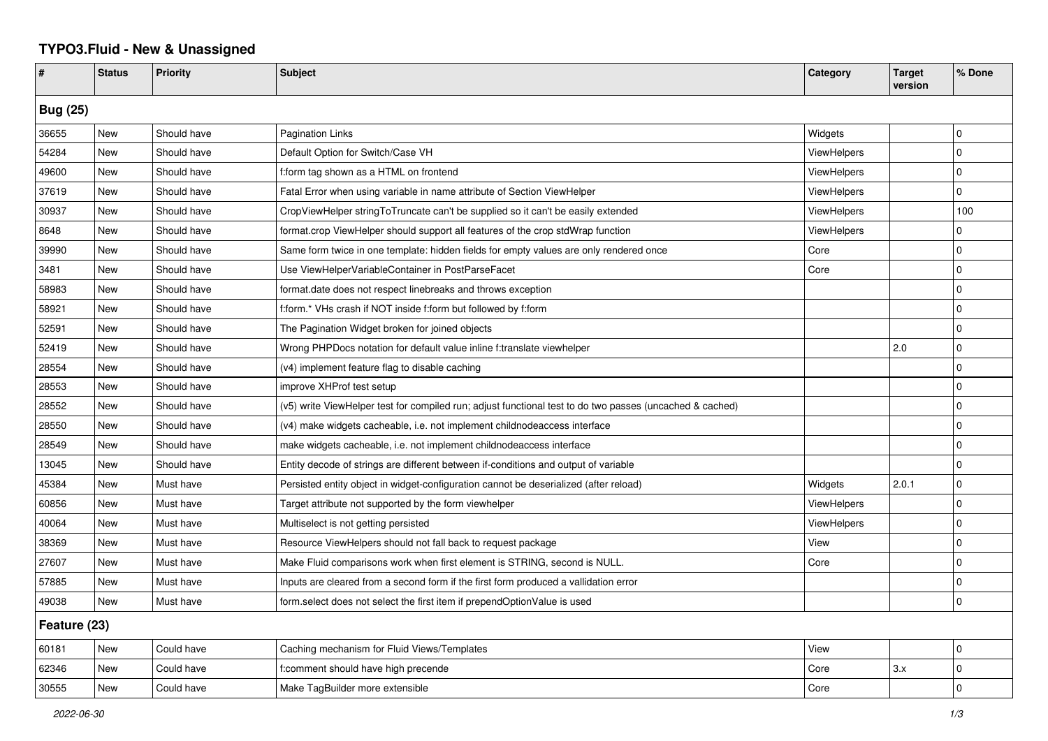# TYPO3.Fluid - New & Unassigned

| # | Status | Priority | Subject | Category | Target version | % Done |
|---|---|---|---|---|---|---|
| **Bug (25)** | | | | | | |
| 36655 | New | Should have | Pagination Links | Widgets | | 0 |
| 54284 | New | Should have | Default Option for Switch/Case VH | ViewHelpers | | 0 |
| 49600 | New | Should have | f:form tag shown as a HTML on frontend | ViewHelpers | | 0 |
| 37619 | New | Should have | Fatal Error when using variable in name attribute of Section ViewHelper | ViewHelpers | | 0 |
| 30937 | New | Should have | CropViewHelper stringToTruncate can't be supplied so it can't be easily extended | ViewHelpers | | 100 |
| 8648 | New | Should have | format.crop ViewHelper should support all features of the crop stdWrap function | ViewHelpers | | 0 |
| 39990 | New | Should have | Same form twice in one template: hidden fields for empty values are only rendered once | Core | | 0 |
| 3481 | New | Should have | Use ViewHelperVariableContainer in PostParseFacet | Core | | 0 |
| 58983 | New | Should have | format.date does not respect linebreaks and throws exception | | | 0 |
| 58921 | New | Should have | f:form.* VHs crash if NOT inside f:form but followed by f:form | | | 0 |
| 52591 | New | Should have | The Pagination Widget broken for joined objects | | | 0 |
| 52419 | New | Should have | Wrong PHPDocs notation for default value inline f:translate viewhelper | | 2.0 | 0 |
| 28554 | New | Should have | (v4) implement feature flag to disable caching | | | 0 |
| 28553 | New | Should have | improve XHProf test setup | | | 0 |
| 28552 | New | Should have | (v5) write ViewHelper test for compiled run; adjust functional test to do two passes (uncached & cached) | | | 0 |
| 28550 | New | Should have | (v4) make widgets cacheable, i.e. not implement childnodeaccess interface | | | 0 |
| 28549 | New | Should have | make widgets cacheable, i.e. not implement childnodeaccess interface | | | 0 |
| 13045 | New | Should have | Entity decode of strings are different between if-conditions and output of variable | | | 0 |
| 45384 | New | Must have | Persisted entity object in widget-configuration cannot be deserialized (after reload) | Widgets | 2.0.1 | 0 |
| 60856 | New | Must have | Target attribute not supported by the form viewhelper | ViewHelpers | | 0 |
| 40064 | New | Must have | Multiselect is not getting persisted | ViewHelpers | | 0 |
| 38369 | New | Must have | Resource ViewHelpers should not fall back to request package | View | | 0 |
| 27607 | New | Must have | Make Fluid comparisons work when first element is STRING, second is NULL. | Core | | 0 |
| 57885 | New | Must have | Inputs are cleared from a second form if the first form produced a vallidation error | | | 0 |
| 49038 | New | Must have | form.select does not select the first item if prependOptionValue is used | | | 0 |
| **Feature (23)** | | | | | | |
| 60181 | New | Could have | Caching mechanism for Fluid Views/Templates | View | | 0 |
| 62346 | New | Could have | f:comment should have high precende | Core | 3.x | 0 |
| 30555 | New | Could have | Make TagBuilder more extensible | Core | | 0 |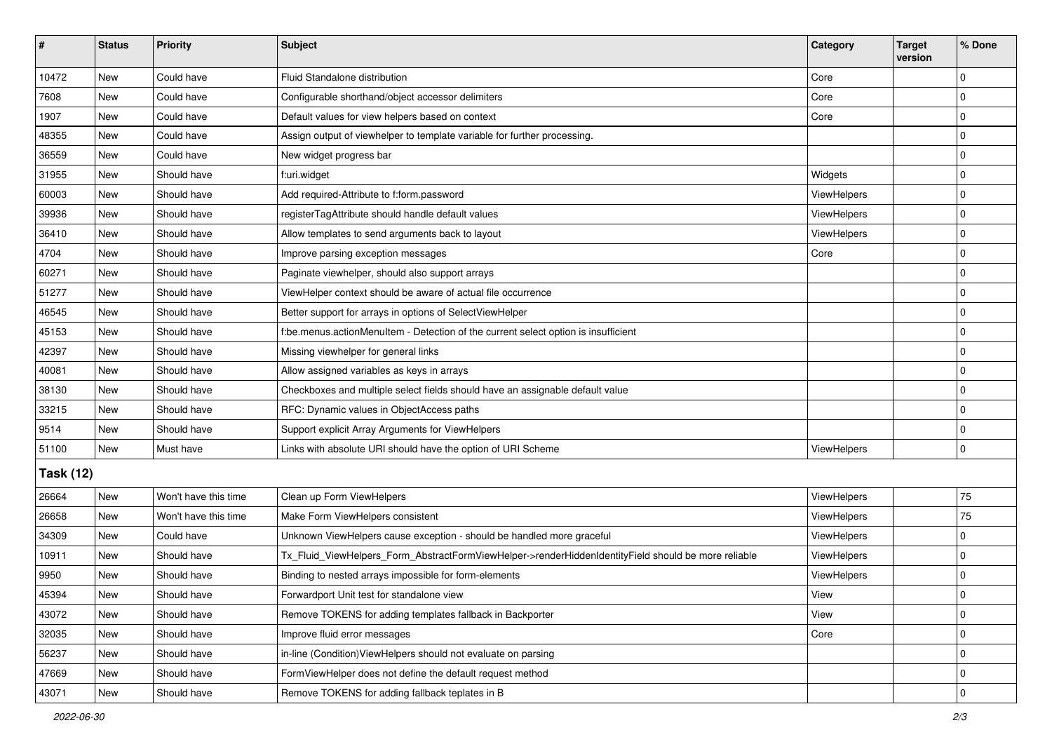| # | Status | Priority | Subject | Category | Target version | % Done |
|---|---|---|---|---|---|---|
| 10472 | New | Could have | Fluid Standalone distribution | Core | | 0 |
| 7608 | New | Could have | Configurable shorthand/object accessor delimiters | Core | | 0 |
| 1907 | New | Could have | Default values for view helpers based on context | Core | | 0 |
| 48355 | New | Could have | Assign output of viewhelper to template variable for further processing. | | | 0 |
| 36559 | New | Could have | New widget progress bar | | | 0 |
| 31955 | New | Should have | f:uri.widget | Widgets | | 0 |
| 60003 | New | Should have | Add required-Attribute to f:form.password | ViewHelpers | | 0 |
| 39936 | New | Should have | registerTagAttribute should handle default values | ViewHelpers | | 0 |
| 36410 | New | Should have | Allow templates to send arguments back to layout | ViewHelpers | | 0 |
| 4704 | New | Should have | Improve parsing exception messages | Core | | 0 |
| 60271 | New | Should have | Paginate viewhelper, should also support arrays | | | 0 |
| 51277 | New | Should have | ViewHelper context should be aware of actual file occurrence | | | 0 |
| 46545 | New | Should have | Better support for arrays in options of SelectViewHelper | | | 0 |
| 45153 | New | Should have | f:be.menus.actionMenuItem - Detection of the current select option is insufficient | | | 0 |
| 42397 | New | Should have | Missing viewhelper for general links | | | 0 |
| 40081 | New | Should have | Allow assigned variables as keys in arrays | | | 0 |
| 38130 | New | Should have | Checkboxes and multiple select fields should have an assignable default value | | | 0 |
| 33215 | New | Should have | RFC: Dynamic values in ObjectAccess paths | | | 0 |
| 9514 | New | Should have | Support explicit Array Arguments for ViewHelpers | | | 0 |
| 51100 | New | Must have | Links with absolute URI should have the option of URI Scheme | ViewHelpers | | 0 |
| **Task (12)** | | | | | | |
| 26664 | New | Won't have this time | Clean up Form ViewHelpers | ViewHelpers | | 75 |
| 26658 | New | Won't have this time | Make Form ViewHelpers consistent | ViewHelpers | | 75 |
| 34309 | New | Could have | Unknown ViewHelpers cause exception - should be handled more graceful | ViewHelpers | | 0 |
| 10911 | New | Should have | Tx_Fluid_ViewHelpers_Form_AbstractFormViewHelper->renderHiddenIdentityField should be more reliable | ViewHelpers | | 0 |
| 9950 | New | Should have | Binding to nested arrays impossible for form-elements | ViewHelpers | | 0 |
| 45394 | New | Should have | Forwardport Unit test for standalone view | View | | 0 |
| 43072 | New | Should have | Remove TOKENS for adding templates fallback in Backporter | View | | 0 |
| 32035 | New | Should have | Improve fluid error messages | Core | | 0 |
| 56237 | New | Should have | in-line (Condition)ViewHelpers should not evaluate on parsing | | | 0 |
| 47669 | New | Should have | FormViewHelper does not define the default request method | | | 0 |
| 43071 | New | Should have | Remove TOKENS for adding fallback teplates in B | | | 0 |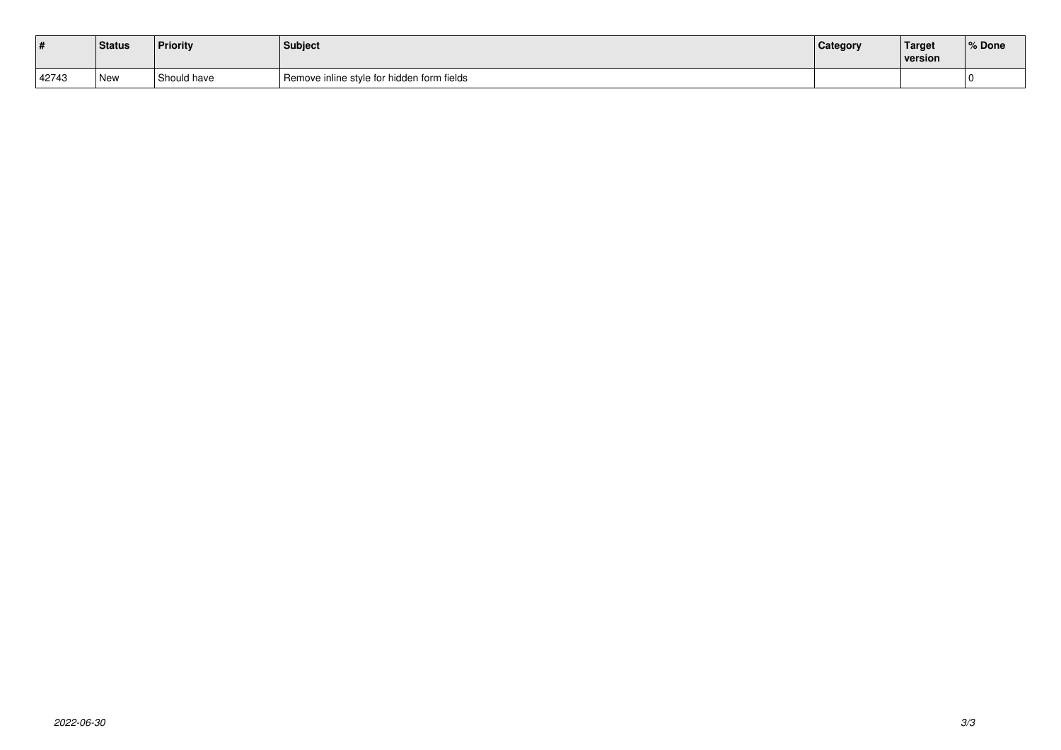| # | Status | Priority | Subject | Category | Target version | % Done |
| --- | --- | --- | --- | --- | --- | --- |
| 42743 | New | Should have | Remove inline style for hidden form fields | | | 0 |